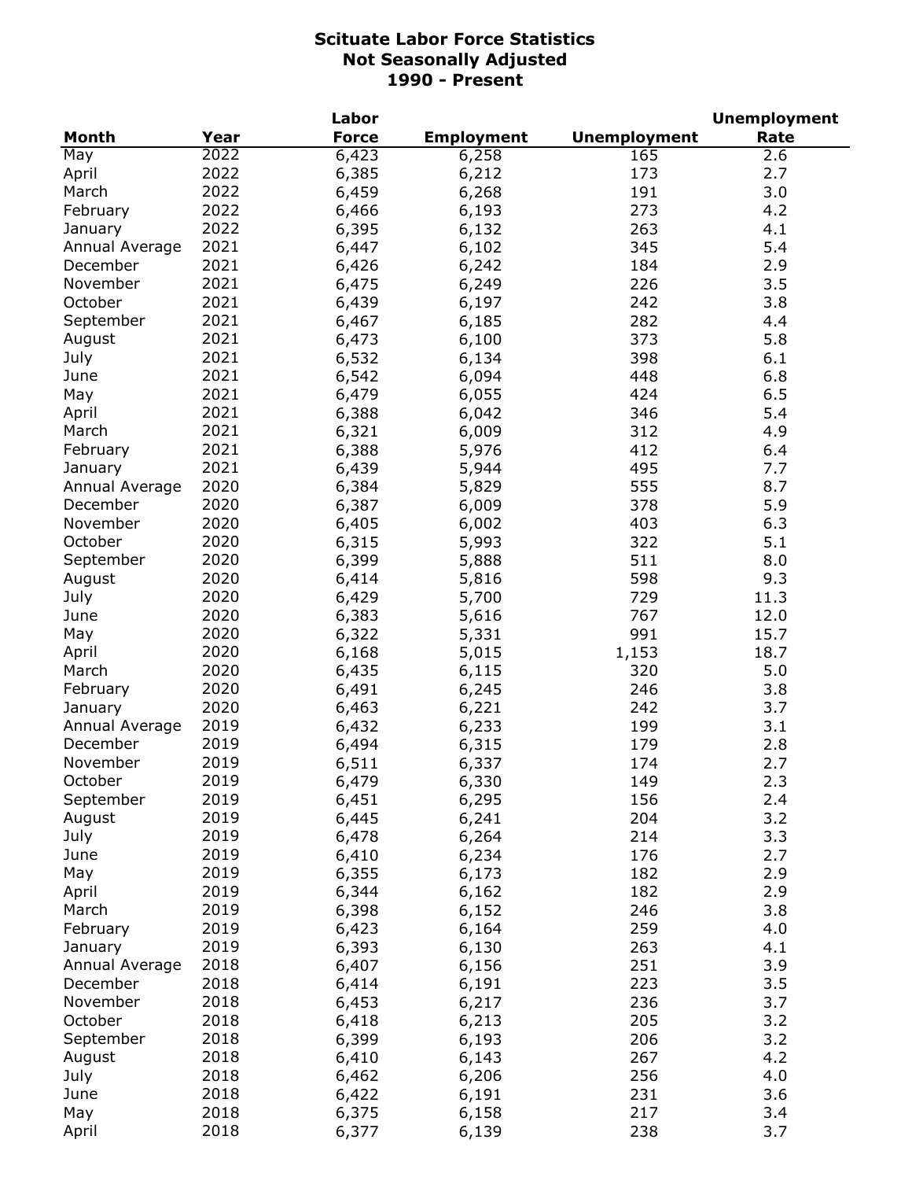# Scituate Labor Force Statistics
## Not Seasonally Adjusted
## 1990 - Present

| Month | Year | Labor Force | Employment | Unemployment | Unemployment Rate |
|---|---|---|---|---|---|
| May | 2022 | 6,423 | 6,258 | 165 | 2.6 |
| April | 2022 | 6,385 | 6,212 | 173 | 2.7 |
| March | 2022 | 6,459 | 6,268 | 191 | 3.0 |
| February | 2022 | 6,466 | 6,193 | 273 | 4.2 |
| January | 2022 | 6,395 | 6,132 | 263 | 4.1 |
| Annual Average | 2021 | 6,447 | 6,102 | 345 | 5.4 |
| December | 2021 | 6,426 | 6,242 | 184 | 2.9 |
| November | 2021 | 6,475 | 6,249 | 226 | 3.5 |
| October | 2021 | 6,439 | 6,197 | 242 | 3.8 |
| September | 2021 | 6,467 | 6,185 | 282 | 4.4 |
| August | 2021 | 6,473 | 6,100 | 373 | 5.8 |
| July | 2021 | 6,532 | 6,134 | 398 | 6.1 |
| June | 2021 | 6,542 | 6,094 | 448 | 6.8 |
| May | 2021 | 6,479 | 6,055 | 424 | 6.5 |
| April | 2021 | 6,388 | 6,042 | 346 | 5.4 |
| March | 2021 | 6,321 | 6,009 | 312 | 4.9 |
| February | 2021 | 6,388 | 5,976 | 412 | 6.4 |
| January | 2021 | 6,439 | 5,944 | 495 | 7.7 |
| Annual Average | 2020 | 6,384 | 5,829 | 555 | 8.7 |
| December | 2020 | 6,387 | 6,009 | 378 | 5.9 |
| November | 2020 | 6,405 | 6,002 | 403 | 6.3 |
| October | 2020 | 6,315 | 5,993 | 322 | 5.1 |
| September | 2020 | 6,399 | 5,888 | 511 | 8.0 |
| August | 2020 | 6,414 | 5,816 | 598 | 9.3 |
| July | 2020 | 6,429 | 5,700 | 729 | 11.3 |
| June | 2020 | 6,383 | 5,616 | 767 | 12.0 |
| May | 2020 | 6,322 | 5,331 | 991 | 15.7 |
| April | 2020 | 6,168 | 5,015 | 1,153 | 18.7 |
| March | 2020 | 6,435 | 6,115 | 320 | 5.0 |
| February | 2020 | 6,491 | 6,245 | 246 | 3.8 |
| January | 2020 | 6,463 | 6,221 | 242 | 3.7 |
| Annual Average | 2019 | 6,432 | 6,233 | 199 | 3.1 |
| December | 2019 | 6,494 | 6,315 | 179 | 2.8 |
| November | 2019 | 6,511 | 6,337 | 174 | 2.7 |
| October | 2019 | 6,479 | 6,330 | 149 | 2.3 |
| September | 2019 | 6,451 | 6,295 | 156 | 2.4 |
| August | 2019 | 6,445 | 6,241 | 204 | 3.2 |
| July | 2019 | 6,478 | 6,264 | 214 | 3.3 |
| June | 2019 | 6,410 | 6,234 | 176 | 2.7 |
| May | 2019 | 6,355 | 6,173 | 182 | 2.9 |
| April | 2019 | 6,344 | 6,162 | 182 | 2.9 |
| March | 2019 | 6,398 | 6,152 | 246 | 3.8 |
| February | 2019 | 6,423 | 6,164 | 259 | 4.0 |
| January | 2019 | 6,393 | 6,130 | 263 | 4.1 |
| Annual Average | 2018 | 6,407 | 6,156 | 251 | 3.9 |
| December | 2018 | 6,414 | 6,191 | 223 | 3.5 |
| November | 2018 | 6,453 | 6,217 | 236 | 3.7 |
| October | 2018 | 6,418 | 6,213 | 205 | 3.2 |
| September | 2018 | 6,399 | 6,193 | 206 | 3.2 |
| August | 2018 | 6,410 | 6,143 | 267 | 4.2 |
| July | 2018 | 6,462 | 6,206 | 256 | 4.0 |
| June | 2018 | 6,422 | 6,191 | 231 | 3.6 |
| May | 2018 | 6,375 | 6,158 | 217 | 3.4 |
| April | 2018 | 6,377 | 6,139 | 238 | 3.7 |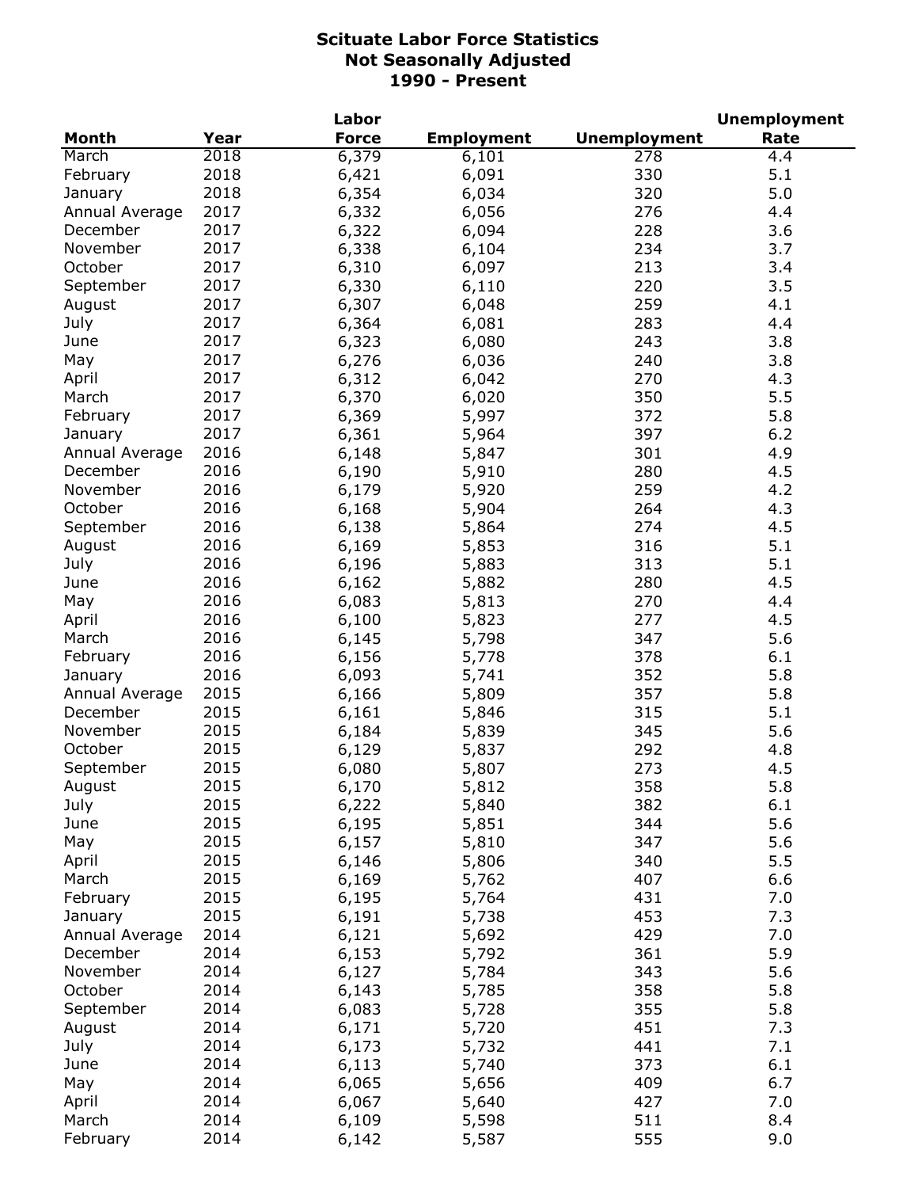# Scituate Labor Force Statistics
## Not Seasonally Adjusted
## 1990 - Present

| Month | Year | Labor Force | Employment | Unemployment | Unemployment Rate |
|---|---|---|---|---|---|
| March | 2018 | 6,379 | 6,101 | 278 | 4.4 |
| February | 2018 | 6,421 | 6,091 | 330 | 5.1 |
| January | 2018 | 6,354 | 6,034 | 320 | 5.0 |
| Annual Average | 2017 | 6,332 | 6,056 | 276 | 4.4 |
| December | 2017 | 6,322 | 6,094 | 228 | 3.6 |
| November | 2017 | 6,338 | 6,104 | 234 | 3.7 |
| October | 2017 | 6,310 | 6,097 | 213 | 3.4 |
| September | 2017 | 6,330 | 6,110 | 220 | 3.5 |
| August | 2017 | 6,307 | 6,048 | 259 | 4.1 |
| July | 2017 | 6,364 | 6,081 | 283 | 4.4 |
| June | 2017 | 6,323 | 6,080 | 243 | 3.8 |
| May | 2017 | 6,276 | 6,036 | 240 | 3.8 |
| April | 2017 | 6,312 | 6,042 | 270 | 4.3 |
| March | 2017 | 6,370 | 6,020 | 350 | 5.5 |
| February | 2017 | 6,369 | 5,997 | 372 | 5.8 |
| January | 2017 | 6,361 | 5,964 | 397 | 6.2 |
| Annual Average | 2016 | 6,148 | 5,847 | 301 | 4.9 |
| December | 2016 | 6,190 | 5,910 | 280 | 4.5 |
| November | 2016 | 6,179 | 5,920 | 259 | 4.2 |
| October | 2016 | 6,168 | 5,904 | 264 | 4.3 |
| September | 2016 | 6,138 | 5,864 | 274 | 4.5 |
| August | 2016 | 6,169 | 5,853 | 316 | 5.1 |
| July | 2016 | 6,196 | 5,883 | 313 | 5.1 |
| June | 2016 | 6,162 | 5,882 | 280 | 4.5 |
| May | 2016 | 6,083 | 5,813 | 270 | 4.4 |
| April | 2016 | 6,100 | 5,823 | 277 | 4.5 |
| March | 2016 | 6,145 | 5,798 | 347 | 5.6 |
| February | 2016 | 6,156 | 5,778 | 378 | 6.1 |
| January | 2016 | 6,093 | 5,741 | 352 | 5.8 |
| Annual Average | 2015 | 6,166 | 5,809 | 357 | 5.8 |
| December | 2015 | 6,161 | 5,846 | 315 | 5.1 |
| November | 2015 | 6,184 | 5,839 | 345 | 5.6 |
| October | 2015 | 6,129 | 5,837 | 292 | 4.8 |
| September | 2015 | 6,080 | 5,807 | 273 | 4.5 |
| August | 2015 | 6,170 | 5,812 | 358 | 5.8 |
| July | 2015 | 6,222 | 5,840 | 382 | 6.1 |
| June | 2015 | 6,195 | 5,851 | 344 | 5.6 |
| May | 2015 | 6,157 | 5,810 | 347 | 5.6 |
| April | 2015 | 6,146 | 5,806 | 340 | 5.5 |
| March | 2015 | 6,169 | 5,762 | 407 | 6.6 |
| February | 2015 | 6,195 | 5,764 | 431 | 7.0 |
| January | 2015 | 6,191 | 5,738 | 453 | 7.3 |
| Annual Average | 2014 | 6,121 | 5,692 | 429 | 7.0 |
| December | 2014 | 6,153 | 5,792 | 361 | 5.9 |
| November | 2014 | 6,127 | 5,784 | 343 | 5.6 |
| October | 2014 | 6,143 | 5,785 | 358 | 5.8 |
| September | 2014 | 6,083 | 5,728 | 355 | 5.8 |
| August | 2014 | 6,171 | 5,720 | 451 | 7.3 |
| July | 2014 | 6,173 | 5,732 | 441 | 7.1 |
| June | 2014 | 6,113 | 5,740 | 373 | 6.1 |
| May | 2014 | 6,065 | 5,656 | 409 | 6.7 |
| April | 2014 | 6,067 | 5,640 | 427 | 7.0 |
| March | 2014 | 6,109 | 5,598 | 511 | 8.4 |
| February | 2014 | 6,142 | 5,587 | 555 | 9.0 |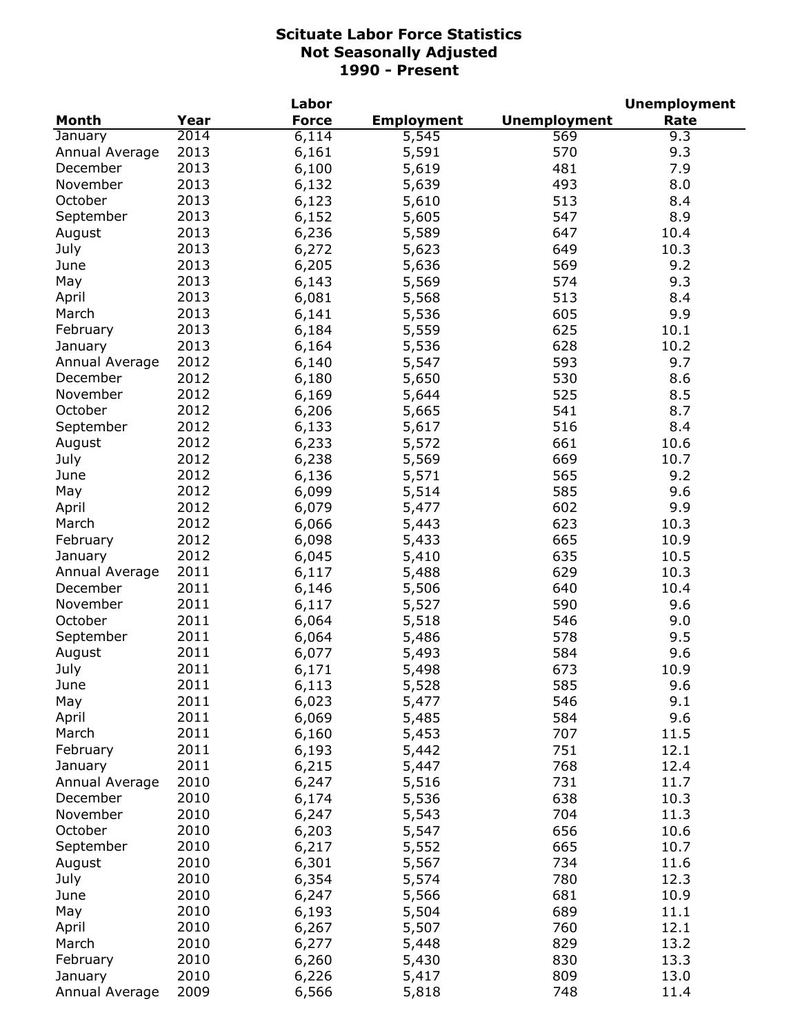# Scituate Labor Force Statistics
## Not Seasonally Adjusted
## 1990 - Present

| Month | Year | Labor Force | Employment | Unemployment | Unemployment Rate |
|---|---|---|---|---|---|
| January | 2014 | 6,114 | 5,545 | 569 | 9.3 |
| Annual Average | 2013 | 6,161 | 5,591 | 570 | 9.3 |
| December | 2013 | 6,100 | 5,619 | 481 | 7.9 |
| November | 2013 | 6,132 | 5,639 | 493 | 8.0 |
| October | 2013 | 6,123 | 5,610 | 513 | 8.4 |
| September | 2013 | 6,152 | 5,605 | 547 | 8.9 |
| August | 2013 | 6,236 | 5,589 | 647 | 10.4 |
| July | 2013 | 6,272 | 5,623 | 649 | 10.3 |
| June | 2013 | 6,205 | 5,636 | 569 | 9.2 |
| May | 2013 | 6,143 | 5,569 | 574 | 9.3 |
| April | 2013 | 6,081 | 5,568 | 513 | 8.4 |
| March | 2013 | 6,141 | 5,536 | 605 | 9.9 |
| February | 2013 | 6,184 | 5,559 | 625 | 10.1 |
| January | 2013 | 6,164 | 5,536 | 628 | 10.2 |
| Annual Average | 2012 | 6,140 | 5,547 | 593 | 9.7 |
| December | 2012 | 6,180 | 5,650 | 530 | 8.6 |
| November | 2012 | 6,169 | 5,644 | 525 | 8.5 |
| October | 2012 | 6,206 | 5,665 | 541 | 8.7 |
| September | 2012 | 6,133 | 5,617 | 516 | 8.4 |
| August | 2012 | 6,233 | 5,572 | 661 | 10.6 |
| July | 2012 | 6,238 | 5,569 | 669 | 10.7 |
| June | 2012 | 6,136 | 5,571 | 565 | 9.2 |
| May | 2012 | 6,099 | 5,514 | 585 | 9.6 |
| April | 2012 | 6,079 | 5,477 | 602 | 9.9 |
| March | 2012 | 6,066 | 5,443 | 623 | 10.3 |
| February | 2012 | 6,098 | 5,433 | 665 | 10.9 |
| January | 2012 | 6,045 | 5,410 | 635 | 10.5 |
| Annual Average | 2011 | 6,117 | 5,488 | 629 | 10.3 |
| December | 2011 | 6,146 | 5,506 | 640 | 10.4 |
| November | 2011 | 6,117 | 5,527 | 590 | 9.6 |
| October | 2011 | 6,064 | 5,518 | 546 | 9.0 |
| September | 2011 | 6,064 | 5,486 | 578 | 9.5 |
| August | 2011 | 6,077 | 5,493 | 584 | 9.6 |
| July | 2011 | 6,171 | 5,498 | 673 | 10.9 |
| June | 2011 | 6,113 | 5,528 | 585 | 9.6 |
| May | 2011 | 6,023 | 5,477 | 546 | 9.1 |
| April | 2011 | 6,069 | 5,485 | 584 | 9.6 |
| March | 2011 | 6,160 | 5,453 | 707 | 11.5 |
| February | 2011 | 6,193 | 5,442 | 751 | 12.1 |
| January | 2011 | 6,215 | 5,447 | 768 | 12.4 |
| Annual Average | 2010 | 6,247 | 5,516 | 731 | 11.7 |
| December | 2010 | 6,174 | 5,536 | 638 | 10.3 |
| November | 2010 | 6,247 | 5,543 | 704 | 11.3 |
| October | 2010 | 6,203 | 5,547 | 656 | 10.6 |
| September | 2010 | 6,217 | 5,552 | 665 | 10.7 |
| August | 2010 | 6,301 | 5,567 | 734 | 11.6 |
| July | 2010 | 6,354 | 5,574 | 780 | 12.3 |
| June | 2010 | 6,247 | 5,566 | 681 | 10.9 |
| May | 2010 | 6,193 | 5,504 | 689 | 11.1 |
| April | 2010 | 6,267 | 5,507 | 760 | 12.1 |
| March | 2010 | 6,277 | 5,448 | 829 | 13.2 |
| February | 2010 | 6,260 | 5,430 | 830 | 13.3 |
| January | 2010 | 6,226 | 5,417 | 809 | 13.0 |
| Annual Average | 2009 | 6,566 | 5,818 | 748 | 11.4 |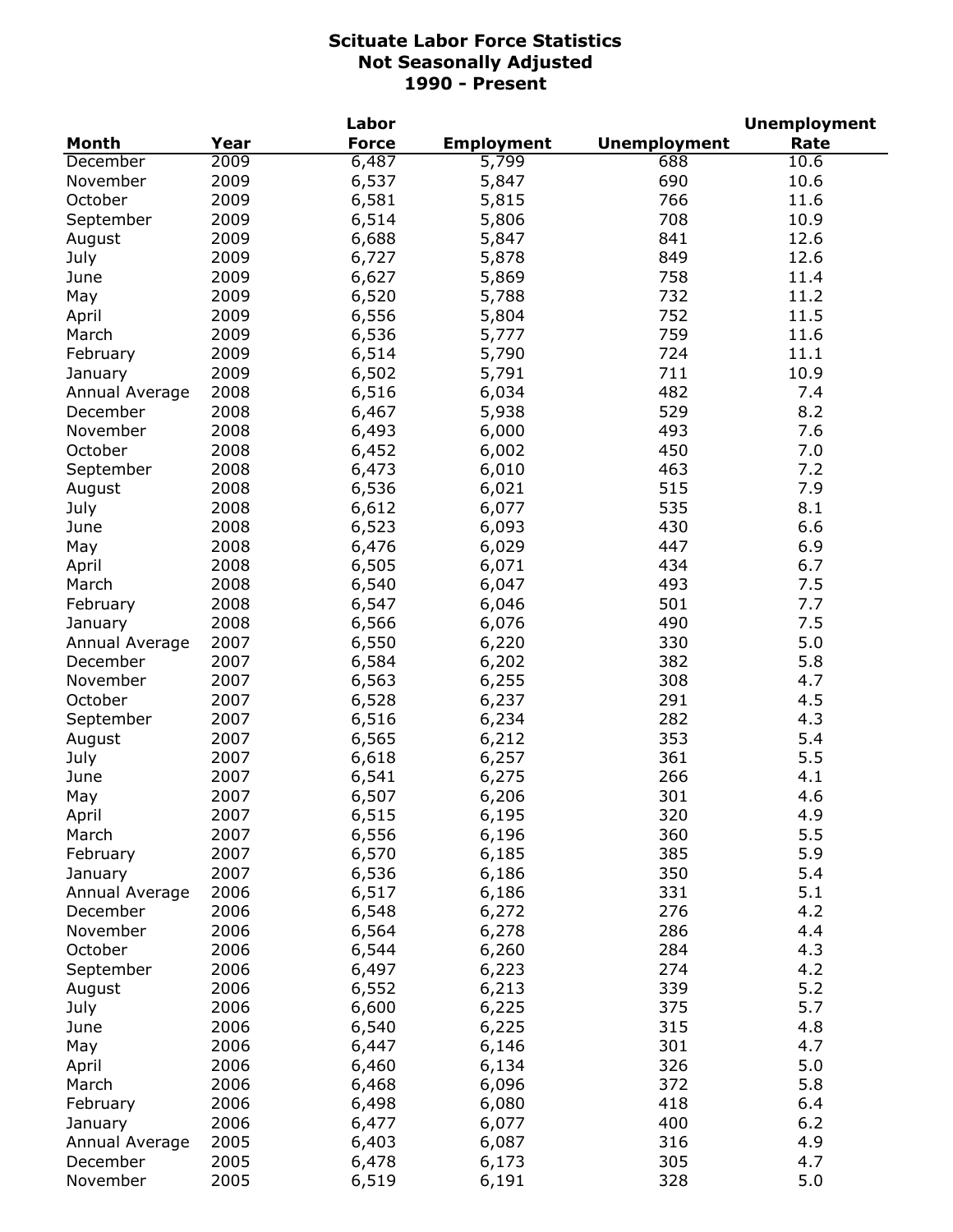# Scituate Labor Force Statistics
## Not Seasonally Adjusted
## 1990 - Present

| Month | Year | Labor Force | Employment | Unemployment | Unemployment Rate |
|---|---|---|---|---|---|
| December | 2009 | 6,487 | 5,799 | 688 | 10.6 |
| November | 2009 | 6,537 | 5,847 | 690 | 10.6 |
| October | 2009 | 6,581 | 5,815 | 766 | 11.6 |
| September | 2009 | 6,514 | 5,806 | 708 | 10.9 |
| August | 2009 | 6,688 | 5,847 | 841 | 12.6 |
| July | 2009 | 6,727 | 5,878 | 849 | 12.6 |
| June | 2009 | 6,627 | 5,869 | 758 | 11.4 |
| May | 2009 | 6,520 | 5,788 | 732 | 11.2 |
| April | 2009 | 6,556 | 5,804 | 752 | 11.5 |
| March | 2009 | 6,536 | 5,777 | 759 | 11.6 |
| February | 2009 | 6,514 | 5,790 | 724 | 11.1 |
| January | 2009 | 6,502 | 5,791 | 711 | 10.9 |
| Annual Average | 2008 | 6,516 | 6,034 | 482 | 7.4 |
| December | 2008 | 6,467 | 5,938 | 529 | 8.2 |
| November | 2008 | 6,493 | 6,000 | 493 | 7.6 |
| October | 2008 | 6,452 | 6,002 | 450 | 7.0 |
| September | 2008 | 6,473 | 6,010 | 463 | 7.2 |
| August | 2008 | 6,536 | 6,021 | 515 | 7.9 |
| July | 2008 | 6,612 | 6,077 | 535 | 8.1 |
| June | 2008 | 6,523 | 6,093 | 430 | 6.6 |
| May | 2008 | 6,476 | 6,029 | 447 | 6.9 |
| April | 2008 | 6,505 | 6,071 | 434 | 6.7 |
| March | 2008 | 6,540 | 6,047 | 493 | 7.5 |
| February | 2008 | 6,547 | 6,046 | 501 | 7.7 |
| January | 2008 | 6,566 | 6,076 | 490 | 7.5 |
| Annual Average | 2007 | 6,550 | 6,220 | 330 | 5.0 |
| December | 2007 | 6,584 | 6,202 | 382 | 5.8 |
| November | 2007 | 6,563 | 6,255 | 308 | 4.7 |
| October | 2007 | 6,528 | 6,237 | 291 | 4.5 |
| September | 2007 | 6,516 | 6,234 | 282 | 4.3 |
| August | 2007 | 6,565 | 6,212 | 353 | 5.4 |
| July | 2007 | 6,618 | 6,257 | 361 | 5.5 |
| June | 2007 | 6,541 | 6,275 | 266 | 4.1 |
| May | 2007 | 6,507 | 6,206 | 301 | 4.6 |
| April | 2007 | 6,515 | 6,195 | 320 | 4.9 |
| March | 2007 | 6,556 | 6,196 | 360 | 5.5 |
| February | 2007 | 6,570 | 6,185 | 385 | 5.9 |
| January | 2007 | 6,536 | 6,186 | 350 | 5.4 |
| Annual Average | 2006 | 6,517 | 6,186 | 331 | 5.1 |
| December | 2006 | 6,548 | 6,272 | 276 | 4.2 |
| November | 2006 | 6,564 | 6,278 | 286 | 4.4 |
| October | 2006 | 6,544 | 6,260 | 284 | 4.3 |
| September | 2006 | 6,497 | 6,223 | 274 | 4.2 |
| August | 2006 | 6,552 | 6,213 | 339 | 5.2 |
| July | 2006 | 6,600 | 6,225 | 375 | 5.7 |
| June | 2006 | 6,540 | 6,225 | 315 | 4.8 |
| May | 2006 | 6,447 | 6,146 | 301 | 4.7 |
| April | 2006 | 6,460 | 6,134 | 326 | 5.0 |
| March | 2006 | 6,468 | 6,096 | 372 | 5.8 |
| February | 2006 | 6,498 | 6,080 | 418 | 6.4 |
| January | 2006 | 6,477 | 6,077 | 400 | 6.2 |
| Annual Average | 2005 | 6,403 | 6,087 | 316 | 4.9 |
| December | 2005 | 6,478 | 6,173 | 305 | 4.7 |
| November | 2005 | 6,519 | 6,191 | 328 | 5.0 |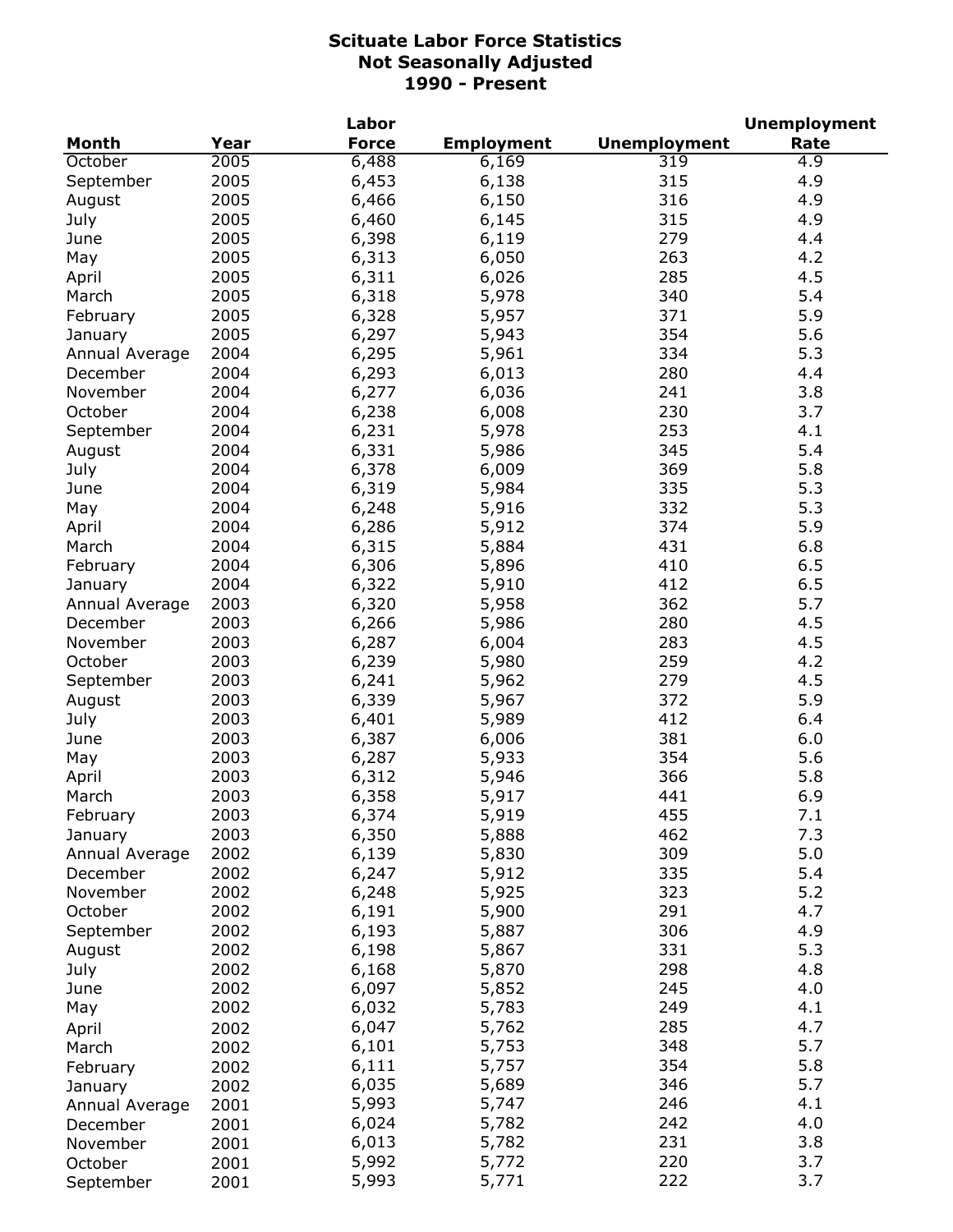# Scituate Labor Force Statistics
## Not Seasonally Adjusted
## 1990 - Present

| Month | Year | Labor Force | Employment | Unemployment | Unemployment Rate |
|---|---|---|---|---|---|
| October | 2005 | 6,488 | 6,169 | 319 | 4.9 |
| September | 2005 | 6,453 | 6,138 | 315 | 4.9 |
| August | 2005 | 6,466 | 6,150 | 316 | 4.9 |
| July | 2005 | 6,460 | 6,145 | 315 | 4.9 |
| June | 2005 | 6,398 | 6,119 | 279 | 4.4 |
| May | 2005 | 6,313 | 6,050 | 263 | 4.2 |
| April | 2005 | 6,311 | 6,026 | 285 | 4.5 |
| March | 2005 | 6,318 | 5,978 | 340 | 5.4 |
| February | 2005 | 6,328 | 5,957 | 371 | 5.9 |
| January | 2005 | 6,297 | 5,943 | 354 | 5.6 |
| Annual Average | 2004 | 6,295 | 5,961 | 334 | 5.3 |
| December | 2004 | 6,293 | 6,013 | 280 | 4.4 |
| November | 2004 | 6,277 | 6,036 | 241 | 3.8 |
| October | 2004 | 6,238 | 6,008 | 230 | 3.7 |
| September | 2004 | 6,231 | 5,978 | 253 | 4.1 |
| August | 2004 | 6,331 | 5,986 | 345 | 5.4 |
| July | 2004 | 6,378 | 6,009 | 369 | 5.8 |
| June | 2004 | 6,319 | 5,984 | 335 | 5.3 |
| May | 2004 | 6,248 | 5,916 | 332 | 5.3 |
| April | 2004 | 6,286 | 5,912 | 374 | 5.9 |
| March | 2004 | 6,315 | 5,884 | 431 | 6.8 |
| February | 2004 | 6,306 | 5,896 | 410 | 6.5 |
| January | 2004 | 6,322 | 5,910 | 412 | 6.5 |
| Annual Average | 2003 | 6,320 | 5,958 | 362 | 5.7 |
| December | 2003 | 6,266 | 5,986 | 280 | 4.5 |
| November | 2003 | 6,287 | 6,004 | 283 | 4.5 |
| October | 2003 | 6,239 | 5,980 | 259 | 4.2 |
| September | 2003 | 6,241 | 5,962 | 279 | 4.5 |
| August | 2003 | 6,339 | 5,967 | 372 | 5.9 |
| July | 2003 | 6,401 | 5,989 | 412 | 6.4 |
| June | 2003 | 6,387 | 6,006 | 381 | 6.0 |
| May | 2003 | 6,287 | 5,933 | 354 | 5.6 |
| April | 2003 | 6,312 | 5,946 | 366 | 5.8 |
| March | 2003 | 6,358 | 5,917 | 441 | 6.9 |
| February | 2003 | 6,374 | 5,919 | 455 | 7.1 |
| January | 2003 | 6,350 | 5,888 | 462 | 7.3 |
| Annual Average | 2002 | 6,139 | 5,830 | 309 | 5.0 |
| December | 2002 | 6,247 | 5,912 | 335 | 5.4 |
| November | 2002 | 6,248 | 5,925 | 323 | 5.2 |
| October | 2002 | 6,191 | 5,900 | 291 | 4.7 |
| September | 2002 | 6,193 | 5,887 | 306 | 4.9 |
| August | 2002 | 6,198 | 5,867 | 331 | 5.3 |
| July | 2002 | 6,168 | 5,870 | 298 | 4.8 |
| June | 2002 | 6,097 | 5,852 | 245 | 4.0 |
| May | 2002 | 6,032 | 5,783 | 249 | 4.1 |
| April | 2002 | 6,047 | 5,762 | 285 | 4.7 |
| March | 2002 | 6,101 | 5,753 | 348 | 5.7 |
| February | 2002 | 6,111 | 5,757 | 354 | 5.8 |
| January | 2002 | 6,035 | 5,689 | 346 | 5.7 |
| Annual Average | 2001 | 5,993 | 5,747 | 246 | 4.1 |
| December | 2001 | 6,024 | 5,782 | 242 | 4.0 |
| November | 2001 | 6,013 | 5,782 | 231 | 3.8 |
| October | 2001 | 5,992 | 5,772 | 220 | 3.7 |
| September | 2001 | 5,993 | 5,771 | 222 | 3.7 |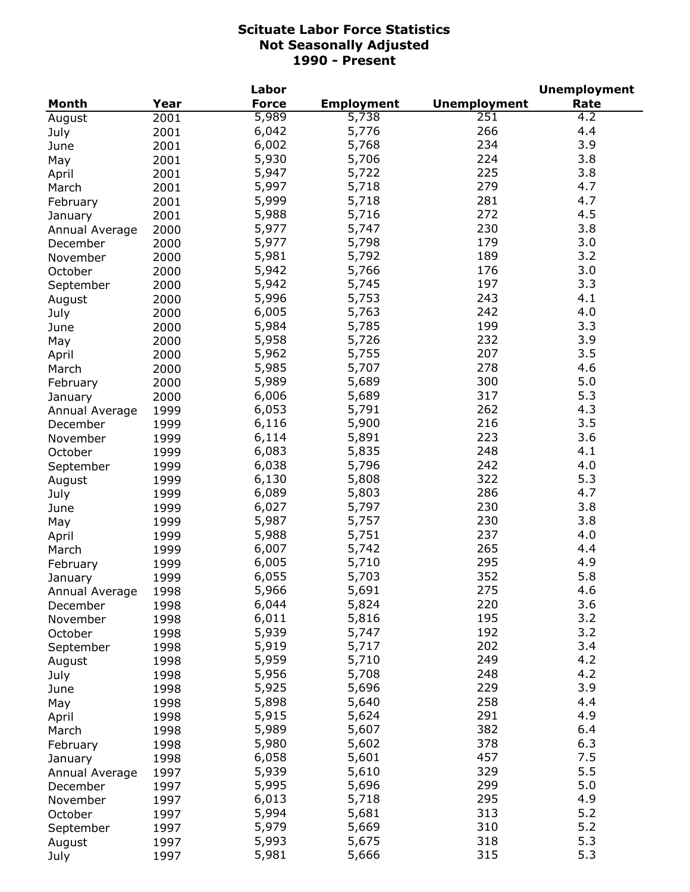# Scituate Labor Force Statistics
## Not Seasonally Adjusted
## 1990 - Present

| Month | Year | Labor Force | Employment | Unemployment | Unemployment Rate |
|---|---|---|---|---|---|
| August | 2001 | 5,989 | 5,738 | 251 | 4.2 |
| July | 2001 | 6,042 | 5,776 | 266 | 4.4 |
| June | 2001 | 6,002 | 5,768 | 234 | 3.9 |
| May | 2001 | 5,930 | 5,706 | 224 | 3.8 |
| April | 2001 | 5,947 | 5,722 | 225 | 3.8 |
| March | 2001 | 5,997 | 5,718 | 279 | 4.7 |
| February | 2001 | 5,999 | 5,718 | 281 | 4.7 |
| January | 2001 | 5,988 | 5,716 | 272 | 4.5 |
| Annual Average | 2000 | 5,977 | 5,747 | 230 | 3.8 |
| December | 2000 | 5,977 | 5,798 | 179 | 3.0 |
| November | 2000 | 5,981 | 5,792 | 189 | 3.2 |
| October | 2000 | 5,942 | 5,766 | 176 | 3.0 |
| September | 2000 | 5,942 | 5,745 | 197 | 3.3 |
| August | 2000 | 5,996 | 5,753 | 243 | 4.1 |
| July | 2000 | 6,005 | 5,763 | 242 | 4.0 |
| June | 2000 | 5,984 | 5,785 | 199 | 3.3 |
| May | 2000 | 5,958 | 5,726 | 232 | 3.9 |
| April | 2000 | 5,962 | 5,755 | 207 | 3.5 |
| March | 2000 | 5,985 | 5,707 | 278 | 4.6 |
| February | 2000 | 5,989 | 5,689 | 300 | 5.0 |
| January | 2000 | 6,006 | 5,689 | 317 | 5.3 |
| Annual Average | 1999 | 6,053 | 5,791 | 262 | 4.3 |
| December | 1999 | 6,116 | 5,900 | 216 | 3.5 |
| November | 1999 | 6,114 | 5,891 | 223 | 3.6 |
| October | 1999 | 6,083 | 5,835 | 248 | 4.1 |
| September | 1999 | 6,038 | 5,796 | 242 | 4.0 |
| August | 1999 | 6,130 | 5,808 | 322 | 5.3 |
| July | 1999 | 6,089 | 5,803 | 286 | 4.7 |
| June | 1999 | 6,027 | 5,797 | 230 | 3.8 |
| May | 1999 | 5,987 | 5,757 | 230 | 3.8 |
| April | 1999 | 5,988 | 5,751 | 237 | 4.0 |
| March | 1999 | 6,007 | 5,742 | 265 | 4.4 |
| February | 1999 | 6,005 | 5,710 | 295 | 4.9 |
| January | 1999 | 6,055 | 5,703 | 352 | 5.8 |
| Annual Average | 1998 | 5,966 | 5,691 | 275 | 4.6 |
| December | 1998 | 6,044 | 5,824 | 220 | 3.6 |
| November | 1998 | 6,011 | 5,816 | 195 | 3.2 |
| October | 1998 | 5,939 | 5,747 | 192 | 3.2 |
| September | 1998 | 5,919 | 5,717 | 202 | 3.4 |
| August | 1998 | 5,959 | 5,710 | 249 | 4.2 |
| July | 1998 | 5,956 | 5,708 | 248 | 4.2 |
| June | 1998 | 5,925 | 5,696 | 229 | 3.9 |
| May | 1998 | 5,898 | 5,640 | 258 | 4.4 |
| April | 1998 | 5,915 | 5,624 | 291 | 4.9 |
| March | 1998 | 5,989 | 5,607 | 382 | 6.4 |
| February | 1998 | 5,980 | 5,602 | 378 | 6.3 |
| January | 1998 | 6,058 | 5,601 | 457 | 7.5 |
| Annual Average | 1997 | 5,939 | 5,610 | 329 | 5.5 |
| December | 1997 | 5,995 | 5,696 | 299 | 5.0 |
| November | 1997 | 6,013 | 5,718 | 295 | 4.9 |
| October | 1997 | 5,994 | 5,681 | 313 | 5.2 |
| September | 1997 | 5,979 | 5,669 | 310 | 5.2 |
| August | 1997 | 5,993 | 5,675 | 318 | 5.3 |
| July | 1997 | 5,981 | 5,666 | 315 | 5.3 |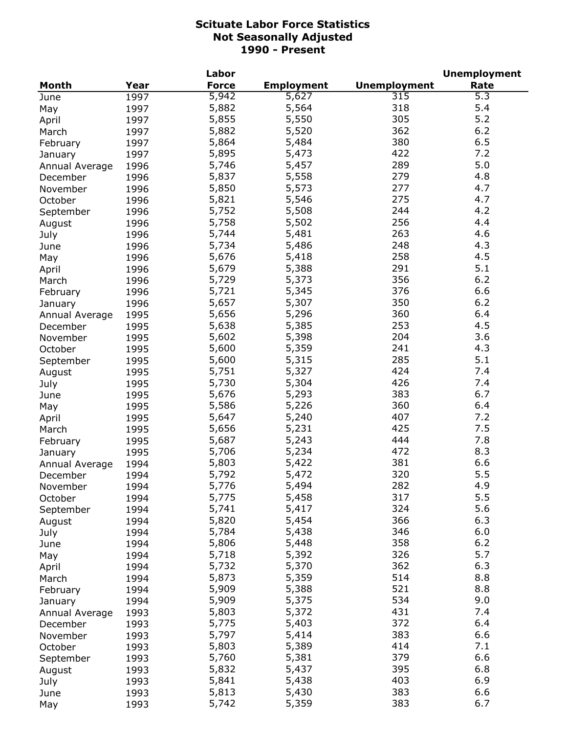# Scituate Labor Force Statistics
## Not Seasonally Adjusted
## 1990 - Present

| Month | Year | Labor Force | Employment | Unemployment | Unemployment Rate |
|---|---|---|---|---|---|
| June | 1997 | 5,942 | 5,627 | 315 | 5.3 |
| May | 1997 | 5,882 | 5,564 | 318 | 5.4 |
| April | 1997 | 5,855 | 5,550 | 305 | 5.2 |
| March | 1997 | 5,882 | 5,520 | 362 | 6.2 |
| February | 1997 | 5,864 | 5,484 | 380 | 6.5 |
| January | 1997 | 5,895 | 5,473 | 422 | 7.2 |
| Annual Average | 1996 | 5,746 | 5,457 | 289 | 5.0 |
| December | 1996 | 5,837 | 5,558 | 279 | 4.8 |
| November | 1996 | 5,850 | 5,573 | 277 | 4.7 |
| October | 1996 | 5,821 | 5,546 | 275 | 4.7 |
| September | 1996 | 5,752 | 5,508 | 244 | 4.2 |
| August | 1996 | 5,758 | 5,502 | 256 | 4.4 |
| July | 1996 | 5,744 | 5,481 | 263 | 4.6 |
| June | 1996 | 5,734 | 5,486 | 248 | 4.3 |
| May | 1996 | 5,676 | 5,418 | 258 | 4.5 |
| April | 1996 | 5,679 | 5,388 | 291 | 5.1 |
| March | 1996 | 5,729 | 5,373 | 356 | 6.2 |
| February | 1996 | 5,721 | 5,345 | 376 | 6.6 |
| January | 1996 | 5,657 | 5,307 | 350 | 6.2 |
| Annual Average | 1995 | 5,656 | 5,296 | 360 | 6.4 |
| December | 1995 | 5,638 | 5,385 | 253 | 4.5 |
| November | 1995 | 5,602 | 5,398 | 204 | 3.6 |
| October | 1995 | 5,600 | 5,359 | 241 | 4.3 |
| September | 1995 | 5,600 | 5,315 | 285 | 5.1 |
| August | 1995 | 5,751 | 5,327 | 424 | 7.4 |
| July | 1995 | 5,730 | 5,304 | 426 | 7.4 |
| June | 1995 | 5,676 | 5,293 | 383 | 6.7 |
| May | 1995 | 5,586 | 5,226 | 360 | 6.4 |
| April | 1995 | 5,647 | 5,240 | 407 | 7.2 |
| March | 1995 | 5,656 | 5,231 | 425 | 7.5 |
| February | 1995 | 5,687 | 5,243 | 444 | 7.8 |
| January | 1995 | 5,706 | 5,234 | 472 | 8.3 |
| Annual Average | 1994 | 5,803 | 5,422 | 381 | 6.6 |
| December | 1994 | 5,792 | 5,472 | 320 | 5.5 |
| November | 1994 | 5,776 | 5,494 | 282 | 4.9 |
| October | 1994 | 5,775 | 5,458 | 317 | 5.5 |
| September | 1994 | 5,741 | 5,417 | 324 | 5.6 |
| August | 1994 | 5,820 | 5,454 | 366 | 6.3 |
| July | 1994 | 5,784 | 5,438 | 346 | 6.0 |
| June | 1994 | 5,806 | 5,448 | 358 | 6.2 |
| May | 1994 | 5,718 | 5,392 | 326 | 5.7 |
| April | 1994 | 5,732 | 5,370 | 362 | 6.3 |
| March | 1994 | 5,873 | 5,359 | 514 | 8.8 |
| February | 1994 | 5,909 | 5,388 | 521 | 8.8 |
| January | 1994 | 5,909 | 5,375 | 534 | 9.0 |
| Annual Average | 1993 | 5,803 | 5,372 | 431 | 7.4 |
| December | 1993 | 5,775 | 5,403 | 372 | 6.4 |
| November | 1993 | 5,797 | 5,414 | 383 | 6.6 |
| October | 1993 | 5,803 | 5,389 | 414 | 7.1 |
| September | 1993 | 5,760 | 5,381 | 379 | 6.6 |
| August | 1993 | 5,832 | 5,437 | 395 | 6.8 |
| July | 1993 | 5,841 | 5,438 | 403 | 6.9 |
| June | 1993 | 5,813 | 5,430 | 383 | 6.6 |
| May | 1993 | 5,742 | 5,359 | 383 | 6.7 |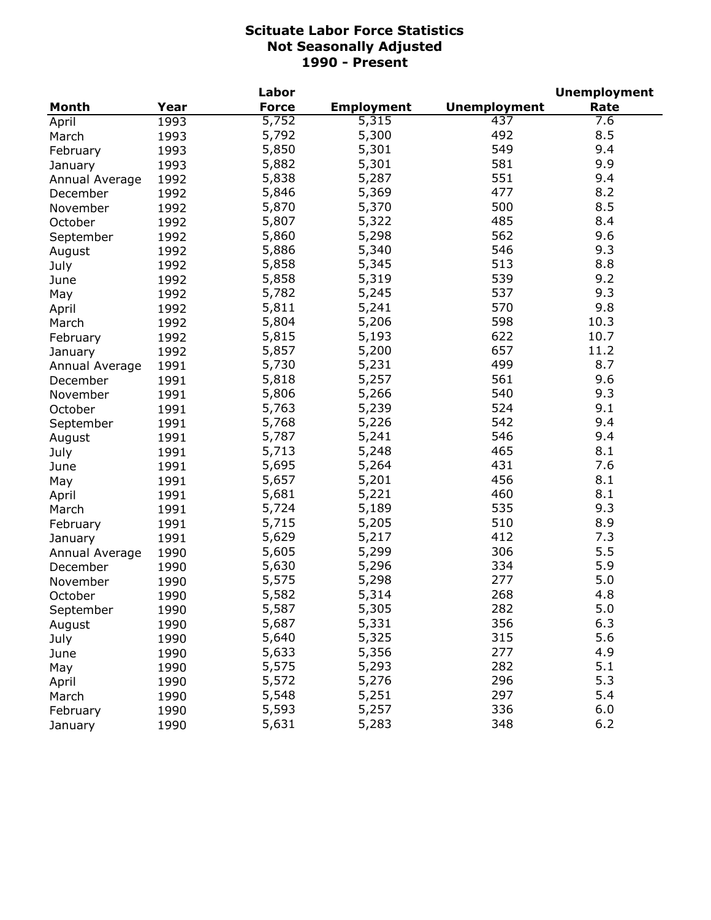# Scituate Labor Force Statistics
## Not Seasonally Adjusted
## 1990 - Present

| Month | Year | Labor Force | Employment | Unemployment | Unemployment Rate |
|---|---|---|---|---|---|
| April | 1993 | 5,752 | 5,315 | 437 | 7.6 |
| March | 1993 | 5,792 | 5,300 | 492 | 8.5 |
| February | 1993 | 5,850 | 5,301 | 549 | 9.4 |
| January | 1993 | 5,882 | 5,301 | 581 | 9.9 |
| Annual Average | 1992 | 5,838 | 5,287 | 551 | 9.4 |
| December | 1992 | 5,846 | 5,369 | 477 | 8.2 |
| November | 1992 | 5,870 | 5,370 | 500 | 8.5 |
| October | 1992 | 5,807 | 5,322 | 485 | 8.4 |
| September | 1992 | 5,860 | 5,298 | 562 | 9.6 |
| August | 1992 | 5,886 | 5,340 | 546 | 9.3 |
| July | 1992 | 5,858 | 5,345 | 513 | 8.8 |
| June | 1992 | 5,858 | 5,319 | 539 | 9.2 |
| May | 1992 | 5,782 | 5,245 | 537 | 9.3 |
| April | 1992 | 5,811 | 5,241 | 570 | 9.8 |
| March | 1992 | 5,804 | 5,206 | 598 | 10.3 |
| February | 1992 | 5,815 | 5,193 | 622 | 10.7 |
| January | 1992 | 5,857 | 5,200 | 657 | 11.2 |
| Annual Average | 1991 | 5,730 | 5,231 | 499 | 8.7 |
| December | 1991 | 5,818 | 5,257 | 561 | 9.6 |
| November | 1991 | 5,806 | 5,266 | 540 | 9.3 |
| October | 1991 | 5,763 | 5,239 | 524 | 9.1 |
| September | 1991 | 5,768 | 5,226 | 542 | 9.4 |
| August | 1991 | 5,787 | 5,241 | 546 | 9.4 |
| July | 1991 | 5,713 | 5,248 | 465 | 8.1 |
| June | 1991 | 5,695 | 5,264 | 431 | 7.6 |
| May | 1991 | 5,657 | 5,201 | 456 | 8.1 |
| April | 1991 | 5,681 | 5,221 | 460 | 8.1 |
| March | 1991 | 5,724 | 5,189 | 535 | 9.3 |
| February | 1991 | 5,715 | 5,205 | 510 | 8.9 |
| January | 1991 | 5,629 | 5,217 | 412 | 7.3 |
| Annual Average | 1990 | 5,605 | 5,299 | 306 | 5.5 |
| December | 1990 | 5,630 | 5,296 | 334 | 5.9 |
| November | 1990 | 5,575 | 5,298 | 277 | 5.0 |
| October | 1990 | 5,582 | 5,314 | 268 | 4.8 |
| September | 1990 | 5,587 | 5,305 | 282 | 5.0 |
| August | 1990 | 5,687 | 5,331 | 356 | 6.3 |
| July | 1990 | 5,640 | 5,325 | 315 | 5.6 |
| June | 1990 | 5,633 | 5,356 | 277 | 4.9 |
| May | 1990 | 5,575 | 5,293 | 282 | 5.1 |
| April | 1990 | 5,572 | 5,276 | 296 | 5.3 |
| March | 1990 | 5,548 | 5,251 | 297 | 5.4 |
| February | 1990 | 5,593 | 5,257 | 336 | 6.0 |
| January | 1990 | 5,631 | 5,283 | 348 | 6.2 |